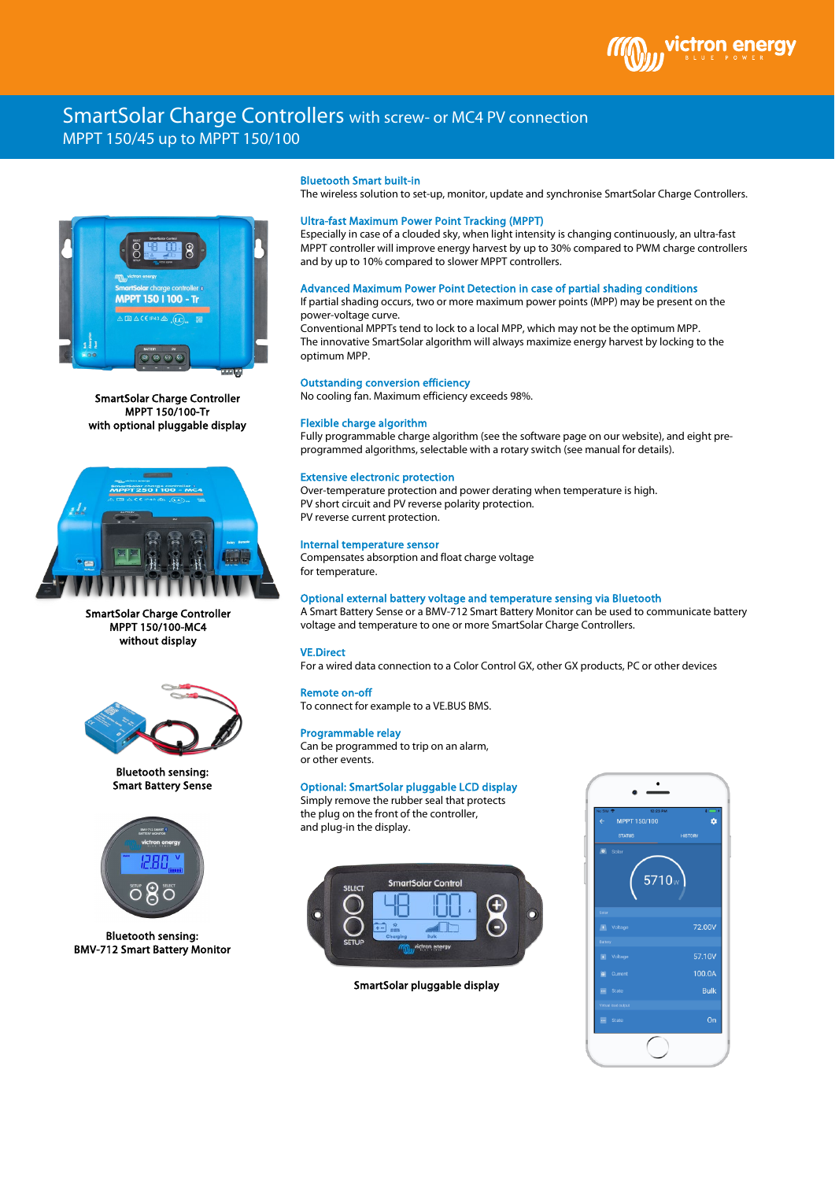# SmartSolar Charge Controllers with screw- or MC4 PV connection

## MPPT 150/45 up to MPPT 150/100

SmartSolar Charge Controller
MPPT 150/100-Tr
with optional pluggable display

SmartSolar Charge Controller
MPPT 150/100-MC4
without display

Bluetooth sensing:
Smart Battery Sense

Bluetooth sensing:
BMV-712 Smart Battery Monitor

### Bluetooth Smart built-in

The wireless solution to set-up, monitor, update and synchronise SmartSolar Charge Controllers.

### Ultra-fast Maximum Power Point Tracking (MPPT)

Especially in case of a clouded sky, when light intensity is changing continuously, an ultra-fast MPPT controller will improve energy harvest by up to 30% compared to PWM charge controllers and by up to 10% compared to slower MPPT controllers.

### Advanced Maximum Power Point Detection in case of partial shading conditions

If partial shading occurs, two or more maximum power points (MPP) may be present on the power-voltage curve.
Conventional MPPTs tend to lock to a local MPP, which may not be the optimum MPP.
The innovative SmartSolar algorithm will always maximize energy harvest by locking to the optimum MPP.

### Outstanding conversion efficiency

No cooling fan. Maximum efficiency exceeds 98%.

### Flexible charge algorithm

Fully programmable charge algorithm (see the software page on our website), and eight pre-programmed algorithms, selectable with a rotary switch (see manual for details).

### Extensive electronic protection

Over-temperature protection and power derating when temperature is high.
PV short circuit and PV reverse polarity protection.
PV reverse current protection.

### Internal temperature sensor

Compensates absorption and float charge voltage for temperature.

### Optional external battery voltage and temperature sensing via Bluetooth

A Smart Battery Sense or a BMV-712 Smart Battery Monitor can be used to communicate battery voltage and temperature to one or more SmartSolar Charge Controllers.

### VE.Direct

For a wired data connection to a Color Control GX, other GX products, PC or other devices

### Remote on-off

To connect for example to a VE.BUS BMS.

### Programmable relay

Can be programmed to trip on an alarm, or other events.

### Optional: SmartSolar pluggable LCD display

Simply remove the rubber seal that protects the plug on the front of the controller, and plug-in the display.

SmartSolar pluggable display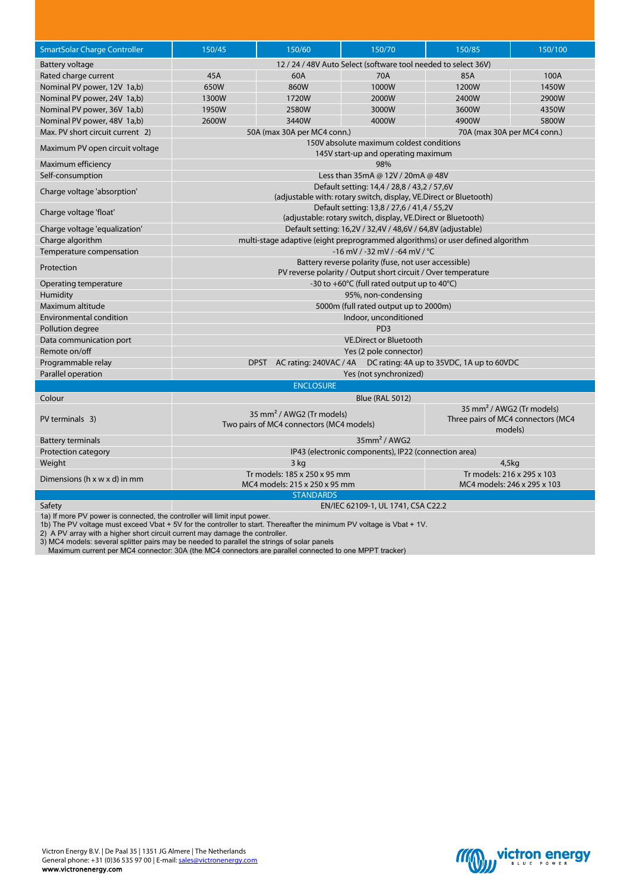| SmartSolar Charge Controller | 150/45 | 150/60 | 150/70 | 150/85 | 150/100 |
|---|---|---|---|---|---|
| Battery voltage | 12 / 24 / 48V Auto Select (software tool needed to select 36V) | | | | |
| Rated charge current | 45A | 60A | 70A | 85A | 100A |
| Nominal PV power, 12V 1a,b) | 650W | 860W | 1000W | 1200W | 1450W |
| Nominal PV power, 24V 1a,b) | 1300W | 1720W | 2000W | 2400W | 2900W |
| Nominal PV power, 36V 1a,b) | 1950W | 2580W | 3000W | 3600W | 4350W |
| Nominal PV power, 48V 1a,b) | 2600W | 3440W | 4000W | 4900W | 5800W |
| Max. PV short circuit current 2) | 50A (max 30A per MC4 conn.) | | | 70A (max 30A per MC4 conn.) | |
| Maximum PV open circuit voltage | 150V absolute maximum coldest conditions<br>145V start-up and operating maximum | | | | |
| Maximum efficiency | 98% | | | | |
| Self-consumption | Less than 35mA @ 12V / 20mA @ 48V | | | | |
| Charge voltage 'absorption' | Default setting: 14,4 / 28,8 / 43,2 / 57,6V<br>(adjustable with: rotary switch, display, VE.Direct or Bluetooth) | | | | |
| Charge voltage 'float' | Default setting: 13,8 / 27,6 / 41,4 / 55,2V<br>(adjustable: rotary switch, display, VE.Direct or Bluetooth) | | | | |
| Charge voltage 'equalization' | Default setting: 16,2V / 32,4V / 48,6V / 64,8V (adjustable) | | | | |
| Charge algorithm | multi-stage adaptive (eight preprogrammed algorithms) or user defined algorithm | | | | |
| Temperature compensation | -16 mV / -32 mV / -64 mV / °C | | | | |
| Protection | Battery reverse polarity (fuse, not user accessible)<br>PV reverse polarity / Output short circuit / Over temperature | | | | |
| Operating temperature | -30 to +60°C (full rated output up to 40°C) | | | | |
| Humidity | 95%, non-condensing | | | | |
| Maximum altitude | 5000m (full rated output up to 2000m) | | | | |
| Environmental condition | Indoor, unconditioned | | | | |
| Pollution degree | PD3 | | | | |
| Data communication port | VE.Direct or Bluetooth | | | | |
| Remote on/off | Yes (2 pole connector) | | | | |
| Programmable relay | DPST AC rating: 240VAC / 4A DC rating: 4A up to 35VDC, 1A up to 60VDC | | | | |
| Parallel operation | Yes (not synchronized) | | | | |
| **ENCLOSURE** | | | | | |
| Colour | Blue (RAL 5012) | | | | |
| PV terminals 3) | 35 mm² / AWG2 (Tr models)<br>Two pairs of MC4 connectors (MC4 models) | | | 35 mm² / AWG2 (Tr models)<br>Three pairs of MC4 connectors (MC4 models) | |
| Battery terminals | 35mm² / AWG2 | | | | |
| Protection category | IP43 (electronic components), IP22 (connection area) | | | | |
| Weight | 3 kg | | | 4,5kg | |
| Dimensions (h x w x d) in mm | Tr models: 185 x 250 x 95 mm<br>MC4 models: 215 x 250 x 95 mm | | | Tr models: 216 x 295 x 103<br>MC4 models: 246 x 295 x 103 | |
| **STANDARDS** | | | | | |
| Safety | EN/IEC 62109-1, UL 1741, CSA C22.2 | | | | |

1a) If more PV power is connected, the controller will limit input power.
1b) The PV voltage must exceed Vbat + 5V for the controller to start. Thereafter the minimum PV voltage is Vbat + 1V.
2) A PV array with a higher short circuit current may damage the controller.
3) MC4 models: several splitter pairs may be needed to parallel the strings of solar panels
Maximum current per MC4 connector: 30A (the MC4 connectors are parallel connected to one MPPT tracker)

Victron Energy B.V. | De Paal 35 | 1351 JG Almere | The Netherlands
General phone: +31 (0)36 535 97 00 | E-mail: sales@victronenergy.com
**www.victronenergy.com**

victron energy BLUE POWER